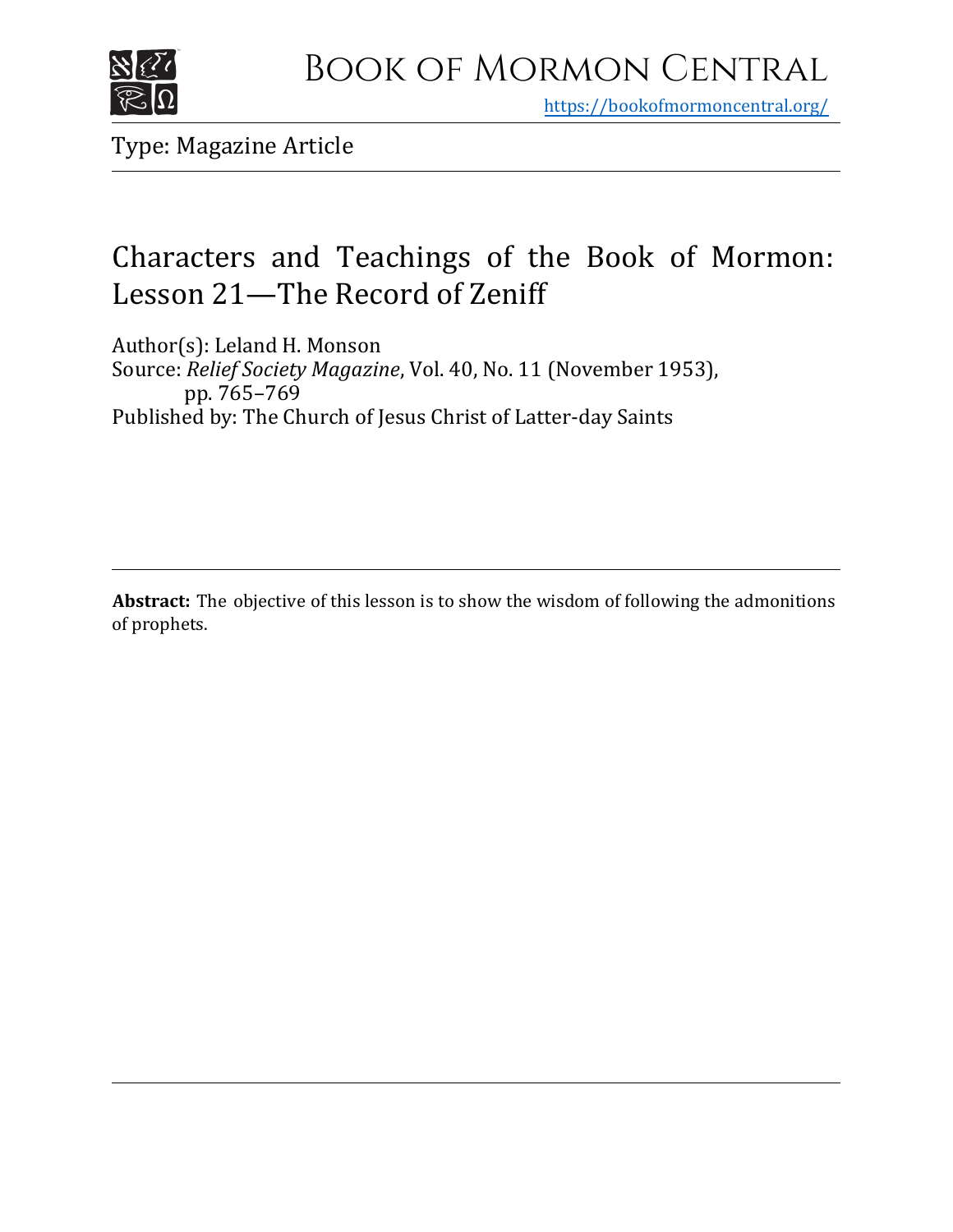# Book of Mormon Central

https://bookofmormoncentral.org/

Type: Magazine Article

## Characters and Teachings of the Book of Mormon: Lesson 21—The Record of Zeniff

Author(s): Leland H. Monson
Source: *Relief Society Magazine*, Vol. 40, No. 11 (November 1953), pp. 765–769
Published by: The Church of Jesus Christ of Latter-day Saints

**Abstract:** The objective of this lesson is to show the wisdom of following the admonitions of prophets.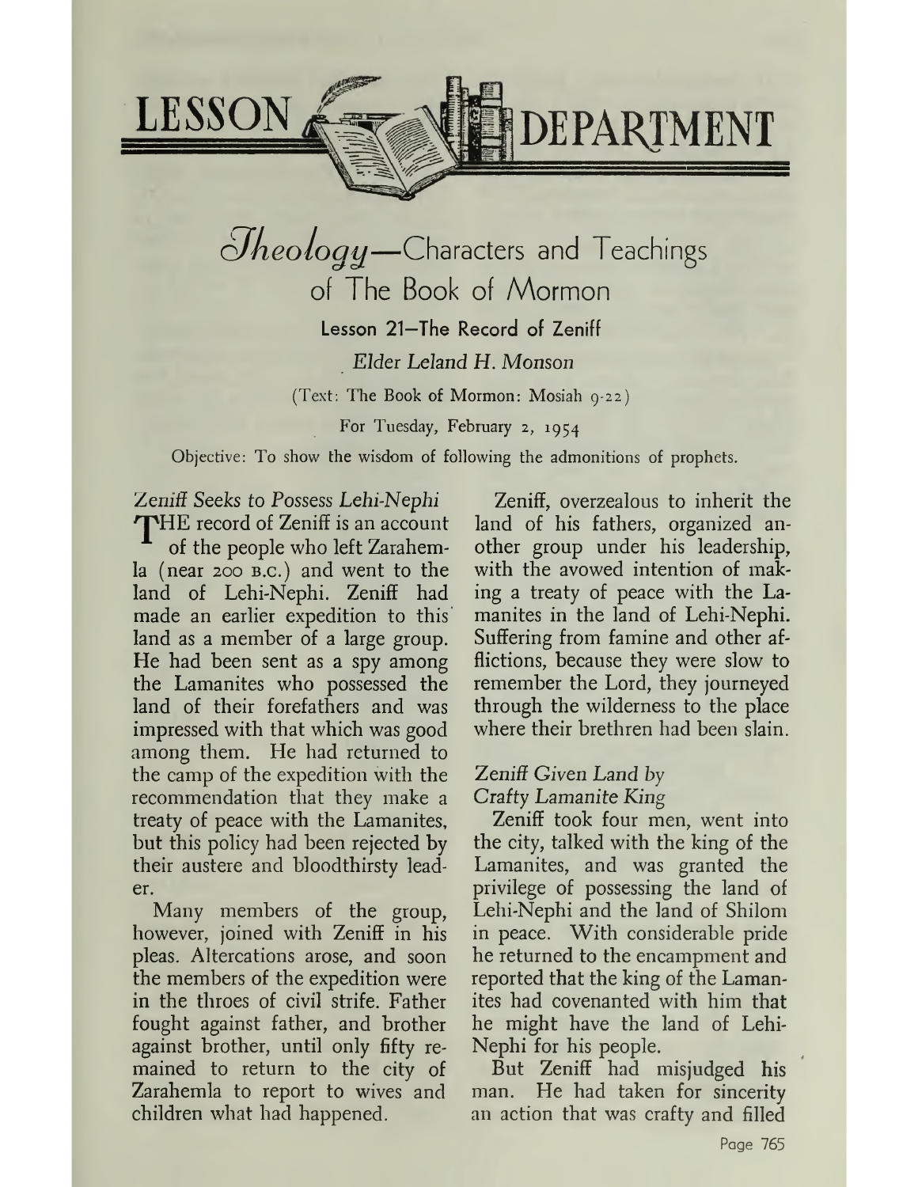# LESSON DEPARTMENT

## *Theology*—Characters and Teachings of The Book of Mormon

### Lesson 21—The Record of Zeniff

*Elder Leland H. Monson*

(Text: The Book of Mormon: Mosiah 9-22)

For Tuesday, February 2, 1954

Objective: To show the wisdom of following the admonitions of prophets.

*Zeniff Seeks to Possess Lehi-Nephi*

THE record of Zeniff is an account of the people who left Zarahemla (near 200 B.C.) and went to the land of Lehi-Nephi. Zeniff had made an earlier expedition to this land as a member of a large group. He had been sent as a spy among the Lamanites who possessed the land of their forefathers and was impressed with that which was good among them. He had returned to the camp of the expedition with the recommendation that they make a treaty of peace with the Lamanites, but this policy had been rejected by their austere and bloodthirsty leader.

Many members of the group, however, joined with Zeniff in his pleas. Altercations arose, and soon the members of the expedition were in the throes of civil strife. Father fought against father, and brother against brother, until only fifty remained to return to the city of Zarahemla to report to wives and children what had happened.

Zeniff, overzealous to inherit the land of his fathers, organized another group under his leadership, with the avowed intention of making a treaty of peace with the Lamanites in the land of Lehi-Nephi. Suffering from famine and other afflictions, because they were slow to remember the Lord, they journeyed through the wilderness to the place where their brethren had been slain.

*Zeniff Given Land by Crafty Lamanite King*

Zeniff took four men, went into the city, talked with the king of the Lamanites, and was granted the privilege of possessing the land of Lehi-Nephi and the land of Shilom in peace. With considerable pride he returned to the encampment and reported that the king of the Lamanites had covenanted with him that he might have the land of Lehi-Nephi for his people.

But Zeniff had misjudged his man. He had taken for sincerity an action that was crafty and filled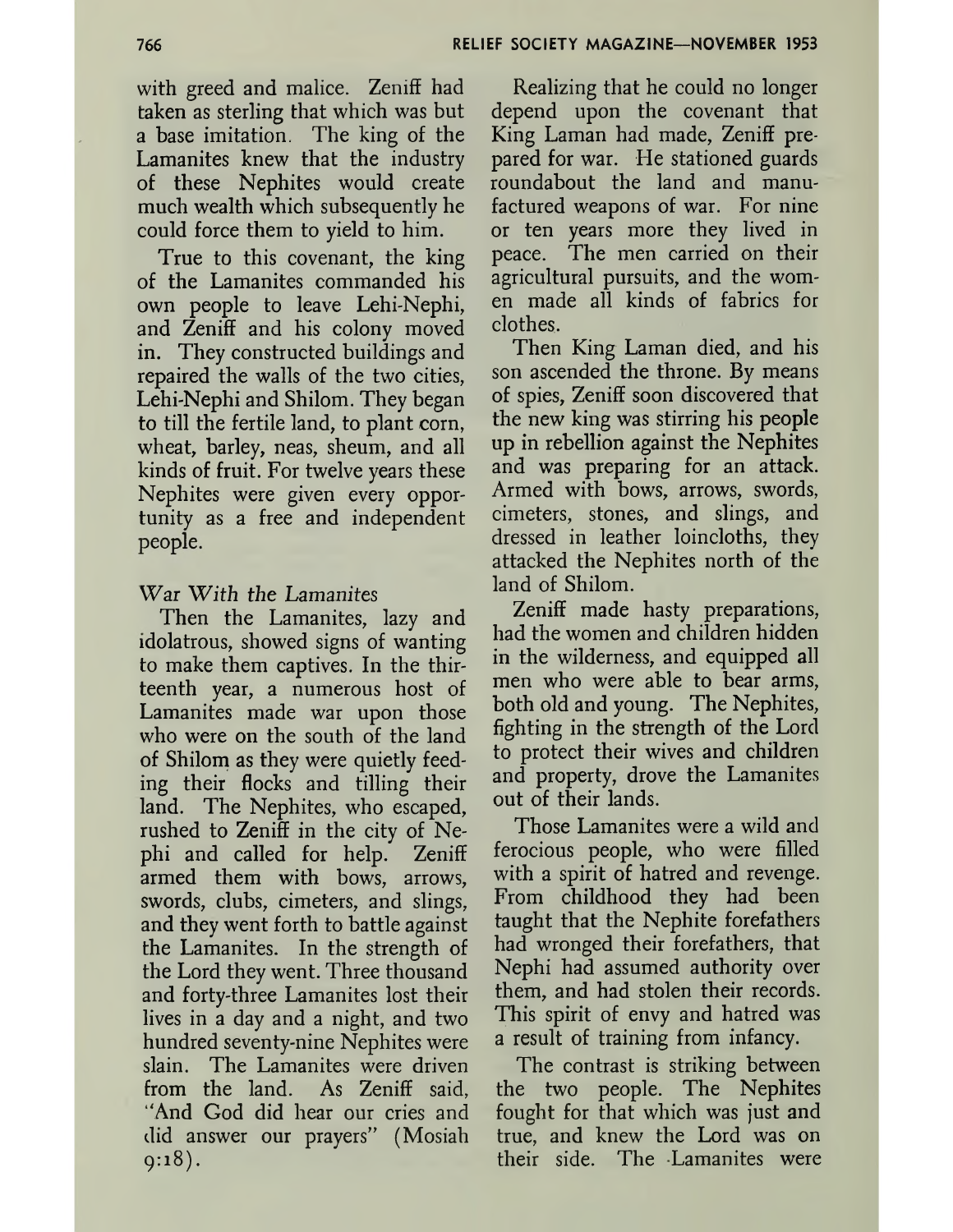with greed and malice. Zeniff had taken as sterling that which was but a base imitation. The king of the Lamanites knew that the industry of these Nephites would create much wealth which subsequently he could force them to yield to him.

True to this covenant, the king of the Lamanites commanded his own people to leave Lehi-Nephi, and Zeniff and his colony moved in. They constructed buildings and repaired the walls of the two cities, Lehi-Nephi and Shilom. They began to till the fertile land, to plant corn, wheat, barley, neas, sheum, and all kinds of fruit. For twelve years these Nephites were given every opportunity as a free and independent people.

### *War With the Lamanites*

Then the Lamanites, lazy and idolatrous, showed signs of wanting to make them captives. In the thirteenth year, a numerous host of Lamanites made war upon those who were on the south of the land of Shilom as they were quietly feeding their flocks and tilling their land. The Nephites, who escaped, rushed to Zeniff in the city of Nephi and called for help. Zeniff armed them with bows, arrows, swords, clubs, cimeters, and slings, and they went forth to battle against the Lamanites. In the strength of the Lord they went. Three thousand and forty-three Lamanites lost their lives in a day and a night, and two hundred seventy-nine Nephites were slain. The Lamanites were driven from the land. As Zeniff said, "And God did hear our cries and did answer our prayers" (Mosiah 9:18).

Realizing that he could no longer depend upon the covenant that King Laman had made, Zeniff prepared for war. He stationed guards roundabout the land and manufactured weapons of war. For nine or ten years more they lived in peace. The men carried on their agricultural pursuits, and the women made all kinds of fabrics for clothes.

Then King Laman died, and his son ascended the throne. By means of spies, Zeniff soon discovered that the new king was stirring his people up in rebellion against the Nephites and was preparing for an attack. Armed with bows, arrows, swords, cimeters, stones, and slings, and dressed in leather loincloths, they attacked the Nephites north of the land of Shilom.

Zeniff made hasty preparations, had the women and children hidden in the wilderness, and equipped all men who were able to bear arms, both old and young. The Nephites, fighting in the strength of the Lord to protect their wives and children and property, drove the Lamanites out of their lands.

Those Lamanites were a wild and ferocious people, who were filled with a spirit of hatred and revenge. From childhood they had been taught that the Nephite forefathers had wronged their forefathers, that Nephi had assumed authority over them, and had stolen their records. This spirit of envy and hatred was a result of training from infancy.

The contrast is striking between the two people. The Nephites fought for that which was just and true, and knew the Lord was on their side. The Lamanites were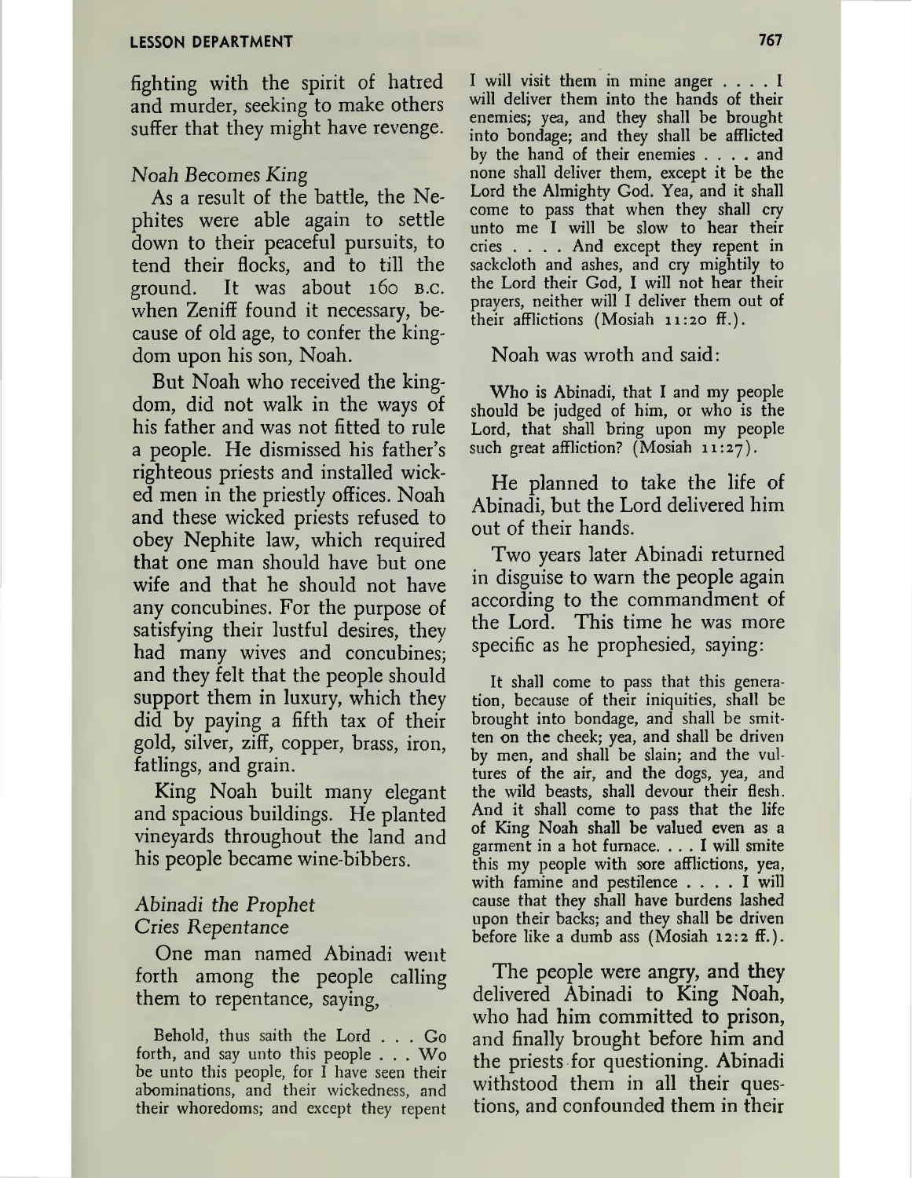fighting with the spirit of hatred and murder, seeking to make others suffer that they might have revenge.

*Noah Becomes King*

As a result of the battle, the Nephites were able again to settle down to their peaceful pursuits, to tend their flocks, and to till the ground. It was about 160 B.C. when Zeniff found it necessary, because of old age, to confer the kingdom upon his son, Noah.

But Noah who received the kingdom, did not walk in the ways of his father and was not fitted to rule a people. He dismissed his father's righteous priests and installed wicked men in the priestly offices. Noah and these wicked priests refused to obey Nephite law, which required that one man should have but one wife and that he should not have any concubines. For the purpose of satisfying their lustful desires, they had many wives and concubines; and they felt that the people should support them in luxury, which they did by paying a fifth tax of their gold, silver, ziff, copper, brass, iron, fatlings, and grain.

King Noah built many elegant and spacious buildings. He planted vineyards throughout the land and his people became wine-bibbers.

*Abinadi the Prophet Cries Repentance*

One man named Abinadi went forth among the people calling them to repentance, saying,

> Behold, thus saith the Lord . . . Go forth, and say unto this people . . . Wo be unto this people, for I have seen their abominations, and their wickedness, and their whoredoms; and except they repent I will visit them in mine anger . . . . I will deliver them into the hands of their enemies; yea, and they shall be brought into bondage; and they shall be afflicted by the hand of their enemies . . . . and none shall deliver them, except it be the Lord the Almighty God. Yea, and it shall come to pass that when they shall cry unto me I will be slow to hear their cries . . . . And except they repent in sackcloth and ashes, and cry mightily to the Lord their God, I will not hear their prayers, neither will I deliver them out of their afflictions (Mosiah 11:20 ff.).

Noah was wroth and said:

> Who is Abinadi, that I and my people should be judged of him, or who is the Lord, that shall bring upon my people such great affliction? (Mosiah 11:27).

He planned to take the life of Abinadi, but the Lord delivered him out of their hands.

Two years later Abinadi returned in disguise to warn the people again according to the commandment of the Lord. This time he was more specific as he prophesied, saying:

> It shall come to pass that this generation, because of their iniquities, shall be brought into bondage, and shall be smitten on the cheek; yea, and shall be driven by men, and shall be slain; and the vultures of the air, and the dogs, yea, and the wild beasts, shall devour their flesh. And it shall come to pass that the life of King Noah shall be valued even as a garment in a hot furnace. . . . I will smite this my people with sore afflictions, yea, with famine and pestilence . . . . I will cause that they shall have burdens lashed upon their backs; and they shall be driven before like a dumb ass (Mosiah 12:2 ff.).

The people were angry, and they delivered Abinadi to King Noah, who had him committed to prison, and finally brought before him and the priests for questioning. Abinadi withstood them in all their questions, and confounded them in their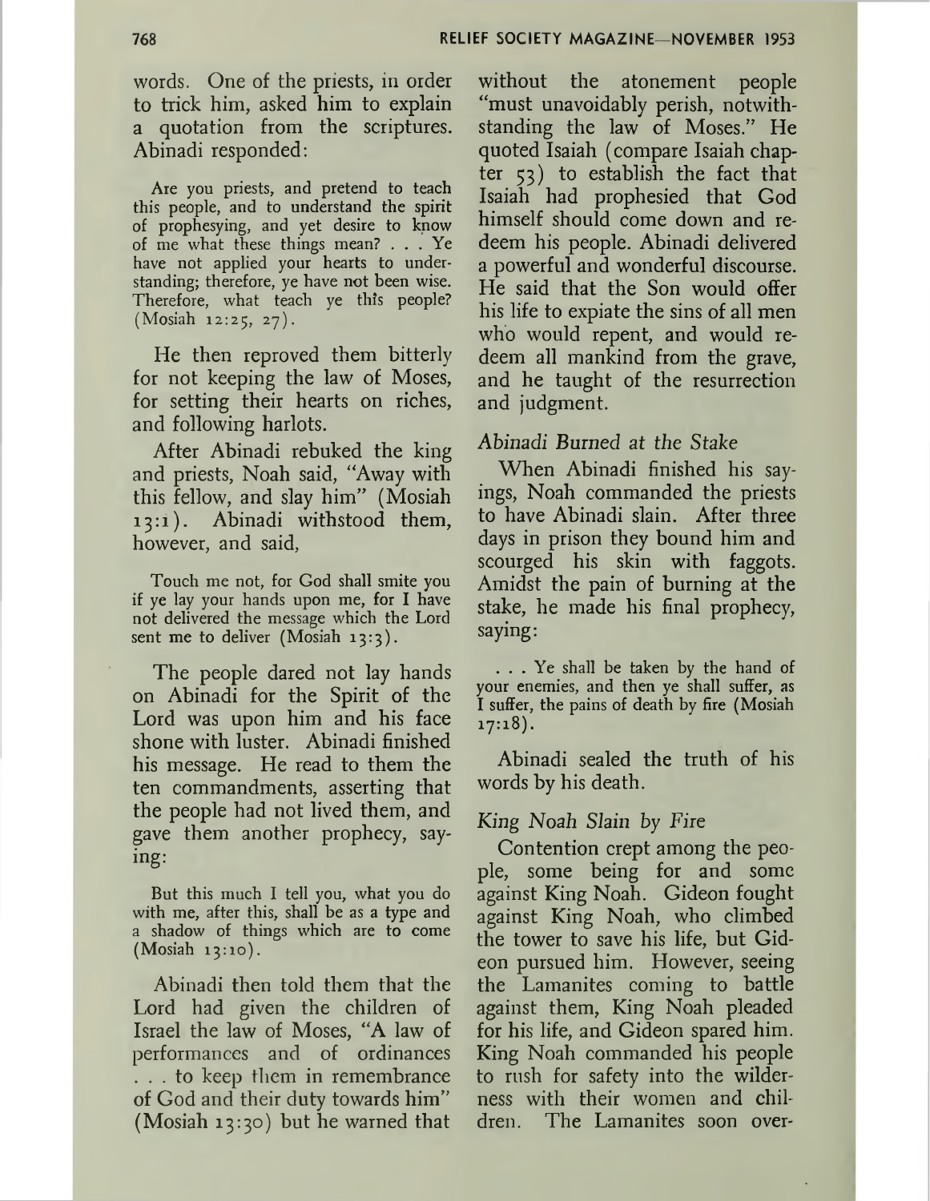words. One of the priests, in order to trick him, asked him to explain a quotation from the scriptures. Abinadi responded:

> Are you priests, and pretend to teach this people, and to understand the spirit of prophesying, and yet desire to know of me what these things mean? . . . Ye have not applied your hearts to understanding; therefore, ye have not been wise. Therefore, what teach ye this people? (Mosiah 12:25, 27).

He then reproved them bitterly for not keeping the law of Moses, for setting their hearts on riches, and following harlots.

After Abinadi rebuked the king and priests, Noah said, "Away with this fellow, and slay him" (Mosiah 13:1). Abinadi withstood them, however, and said,

> Touch me not, for God shall smite you if ye lay your hands upon me, for I have not delivered the message which the Lord sent me to deliver (Mosiah 13:3).

The people dared not lay hands on Abinadi for the Spirit of the Lord was upon him and his face shone with luster. Abinadi finished his message. He read to them the ten commandments, asserting that the people had not lived them, and gave them another prophecy, saying:

> But this much I tell you, what you do with me, after this, shall be as a type and a shadow of things which are to come (Mosiah 13:10).

Abinadi then told them that the Lord had given the children of Israel the law of Moses, "A law of performances and of ordinances . . . to keep them in remembrance of God and their duty towards him" (Mosiah 13:30) but he warned that without the atonement people "must unavoidably perish, notwithstanding the law of Moses." He quoted Isaiah (compare Isaiah chapter 53) to establish the fact that Isaiah had prophesied that God himself should come down and redeem his people. Abinadi delivered a powerful and wonderful discourse. He said that the Son would offer his life to expiate the sins of all men who would repent, and would redeem all mankind from the grave, and he taught of the resurrection and judgment.

### *Abinadi Burned at the Stake*

When Abinadi finished his sayings, Noah commanded the priests to have Abinadi slain. After three days in prison they bound him and scourged his skin with faggots. Amidst the pain of burning at the stake, he made his final prophecy, saying:

> . . . Ye shall be taken by the hand of your enemies, and then ye shall suffer, as I suffer, the pains of death by fire (Mosiah 17:18).

Abinadi sealed the truth of his words by his death.

### *King Noah Slain by Fire*

Contention crept among the people, some being for and some against King Noah. Gideon fought against King Noah, who climbed the tower to save his life, but Gideon pursued him. However, seeing the Lamanites coming to battle against them, King Noah pleaded for his life, and Gideon spared him. King Noah commanded his people to rush for safety into the wilderness with their women and children. The Lamanites soon over-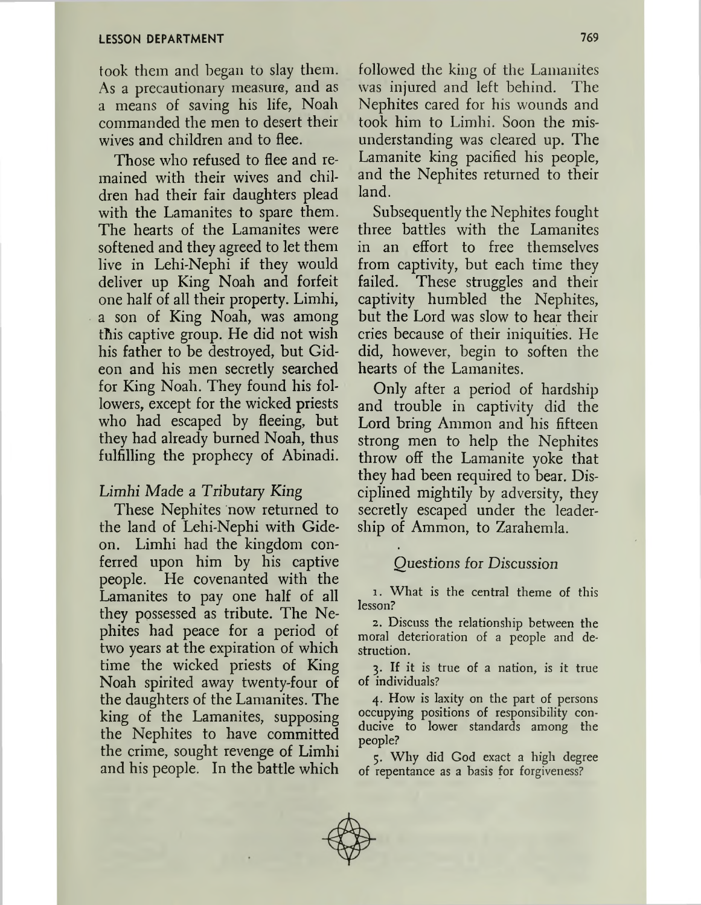took them and began to slay them. As a precautionary measure, and as a means of saving his life, Noah commanded the men to desert their wives and children and to flee.

Those who refused to flee and remained with their wives and children had their fair daughters plead with the Lamanites to spare them. The hearts of the Lamanites were softened and they agreed to let them live in Lehi-Nephi if they would deliver up King Noah and forfeit one half of all their property. Limhi, a son of King Noah, was among this captive group. He did not wish his father to be destroyed, but Gideon and his men secretly searched for King Noah. They found his followers, except for the wicked priests who had escaped by fleeing, but they had already burned Noah, thus fulfilling the prophecy of Abinadi.

### *Limhi Made a Tributary King*

These Nephites now returned to the land of Lehi-Nephi with Gideon. Limhi had the kingdom conferred upon him by his captive people. He covenanted with the Lamanites to pay one half of all they possessed as tribute. The Nephites had peace for a period of two years at the expiration of which time the wicked priests of King Noah spirited away twenty-four of the daughters of the Lamanites. The king of the Lamanites, supposing the Nephites to have committed the crime, sought revenge of Limhi and his people. In the battle which followed the king of the Lamanites was injured and left behind. The Nephites cared for his wounds and took him to Limhi. Soon the misunderstanding was cleared up. The Lamanite king pacified his people, and the Nephites returned to their land.

Subsequently the Nephites fought three battles with the Lamanites in an effort to free themselves from captivity, but each time they failed. These struggles and their captivity humbled the Nephites, but the Lord was slow to hear their cries because of their iniquities. He did, however, begin to soften the hearts of the Lamanites.

Only after a period of hardship and trouble in captivity did the Lord bring Ammon and his fifteen strong men to help the Nephites throw off the Lamanite yoke that they had been required to bear. Disciplined mightily by adversity, they secretly escaped under the leadership of Ammon, to Zarahemla.

### *Questions for Discussion*

1. What is the central theme of this lesson?

2. Discuss the relationship between the moral deterioration of a people and destruction.

3. If it is true of a nation, is it true of individuals?

4. How is laxity on the part of persons occupying positions of responsibility conducive to lower standards among the people?

5. Why did God exact a high degree of repentance as a basis for forgiveness?